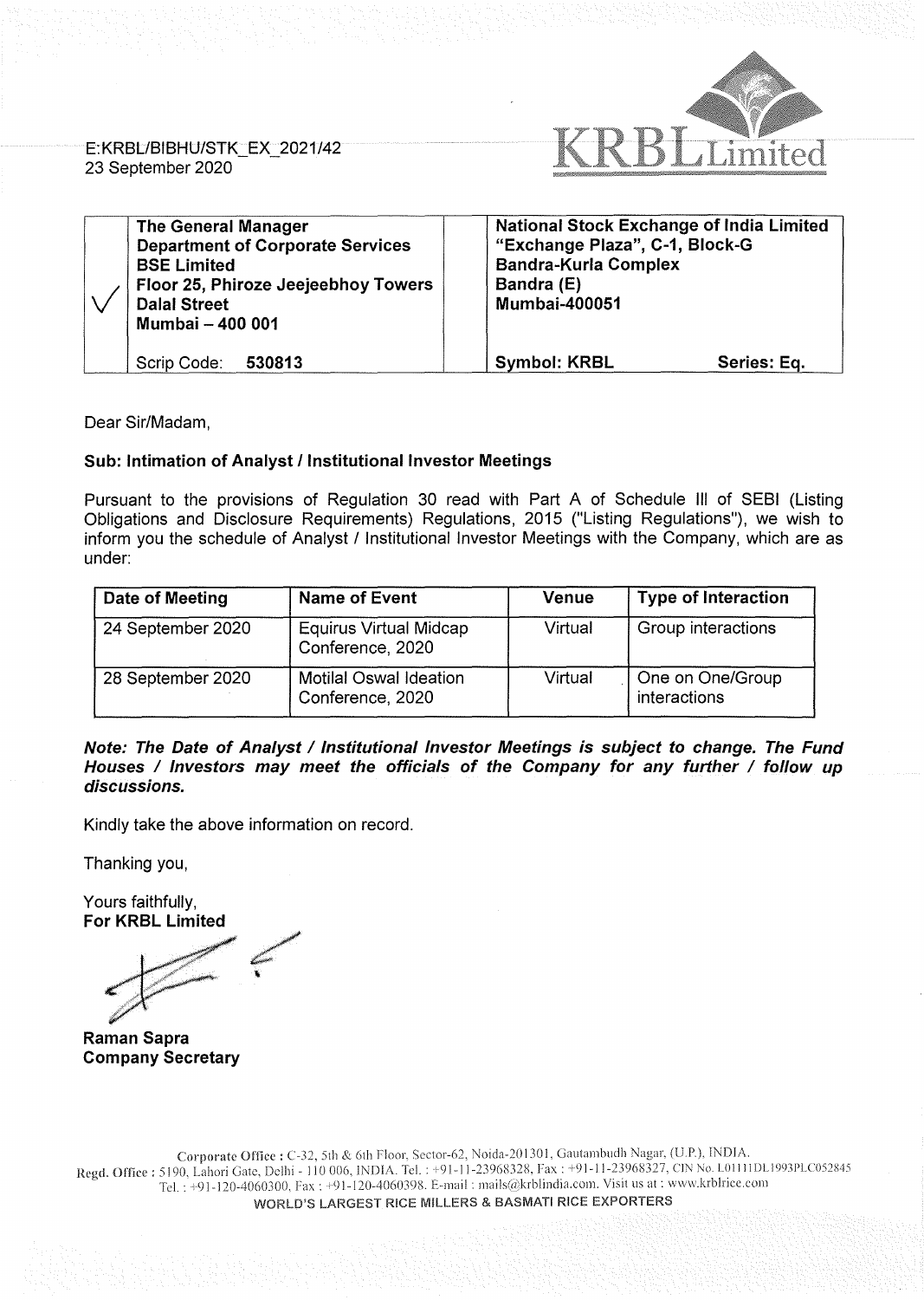E:KRBL/BIBHU/STK_EX_2021/42
23 September 2020

KRBL Limited

| | The General Manager<br>Department of Corporate Services<br>BSE Limited<br>Floor 25, Phiroze Jeejeebhoy Towers<br>Dalal Street<br>Mumbai – 400 001 | National Stock Exchange of India Limited<br>"Exchange Plaza", C-1, Block-G<br>Bandra-Kurla Complex<br>Bandra (E)<br>Mumbai-400051 | |
|---|---|---|---|
| | Scrip Code: **530813** | **Symbol: KRBL** | **Series: Eq.** |

Dear Sir/Madam,

**Sub: Intimation of Analyst / Institutional Investor Meetings**

Pursuant to the provisions of Regulation 30 read with Part A of Schedule III of SEBI (Listing Obligations and Disclosure Requirements) Regulations, 2015 ("Listing Regulations"), we wish to inform you the schedule of Analyst / Institutional Investor Meetings with the Company, which are as under:

| Date of Meeting | Name of Event | Venue | Type of Interaction |
|---|---|---|---|
| 24 September 2020 | Equirus Virtual Midcap Conference, 2020 | Virtual | Group interactions |
| 28 September 2020 | Motilal Oswal Ideation Conference, 2020 | Virtual | One on One/Group interactions |

***Note: The Date of Analyst / Institutional Investor Meetings is subject to change. The Fund Houses / Investors may meet the officials of the Company for any further / follow up discussions.***

Kindly take the above information on record.

Thanking you,

Yours faithfully,
**For KRBL Limited**

**Raman Sapra**
**Company Secretary**

Corporate Office : C-32, 5th & 6th Floor, Sector-62, Noida-201301, Gautambudh Nagar, (U.P.), INDIA.
Regd. Office : 5190, Lahori Gate, Delhi - 110 006, INDIA. Tel. : +91-11-23968328, Fax : +91-11-23968327, CIN No. L01111DL1993PLC052845
Tel. : +91-120-4060300, Fax : +91-120-4060398. E-mail : mails@krblindia.com. Visit us at : www.krblrice.com
WORLD'S LARGEST RICE MILLERS & BASMATI RICE EXPORTERS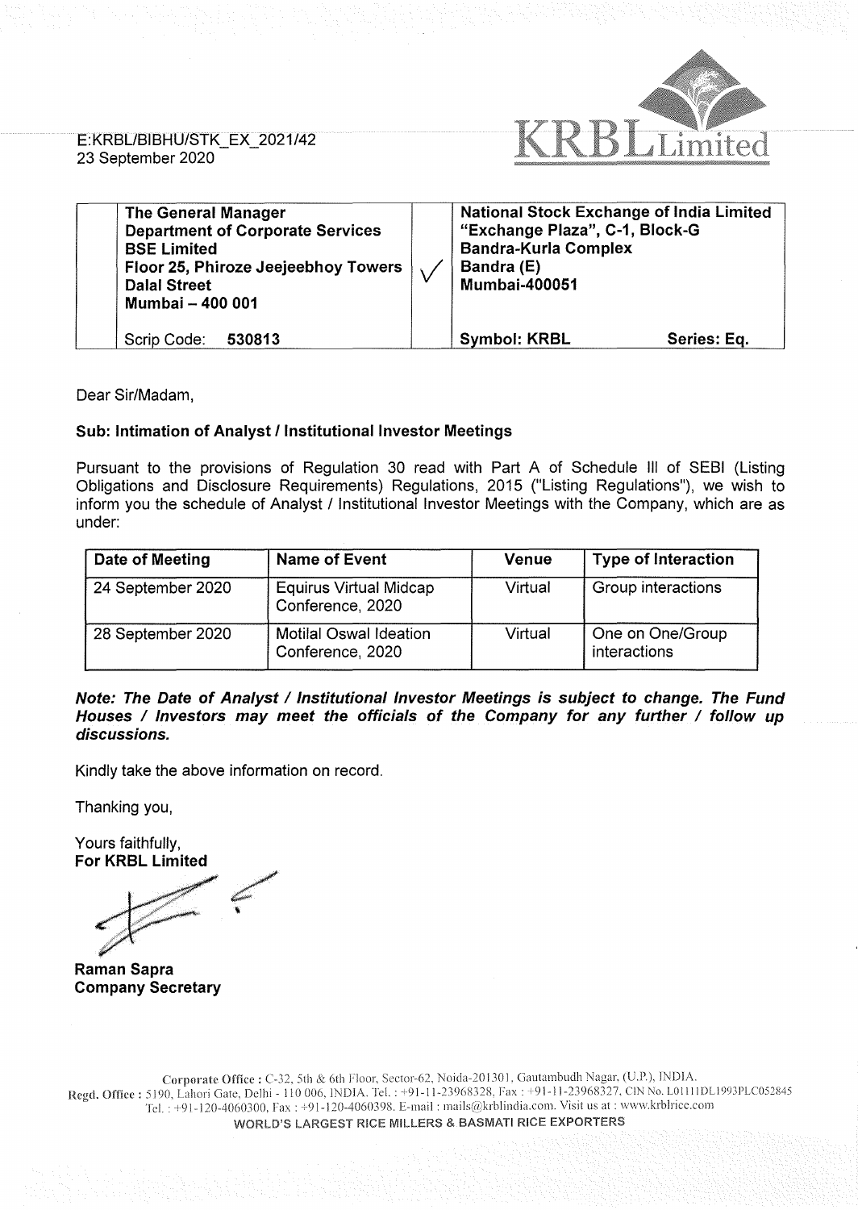E:KRBL/BIBHU/STK_EX_2021/42
23 September 2020

KRBL Limited

| | | | |
|---|---|---|---|
| | **The General Manager**<br>**Department of Corporate Services**<br>**BSE Limited**<br>**Floor 25, Phiroze Jeejeebhoy Towers**<br>**Dalal Street**<br>**Mumbai – 400 001** | ✓ | **National Stock Exchange of India Limited**<br>**"Exchange Plaza", C-1, Block-G**<br>**Bandra-Kurla Complex**<br>**Bandra (E)**<br>**Mumbai-400051** |
| | Scrip Code: **530813** | | **Symbol: KRBL** **Series: Eq.** |

Dear Sir/Madam,

**Sub: Intimation of Analyst / Institutional Investor Meetings**

Pursuant to the provisions of Regulation 30 read with Part A of Schedule III of SEBI (Listing Obligations and Disclosure Requirements) Regulations, 2015 ("Listing Regulations"), we wish to inform you the schedule of Analyst / Institutional Investor Meetings with the Company, which are as under:

| Date of Meeting | Name of Event | Venue | Type of Interaction |
|---|---|---|---|
| 24 September 2020 | Equirus Virtual Midcap Conference, 2020 | Virtual | Group interactions |
| 28 September 2020 | Motilal Oswal Ideation Conference, 2020 | Virtual | One on One/Group interactions |

***Note: The Date of Analyst / Institutional Investor Meetings is subject to change. The Fund Houses / Investors may meet the officials of the Company for any further / follow up discussions.***

Kindly take the above information on record.

Thanking you,

Yours faithfully,
**For KRBL Limited**

**Raman Sapra**
**Company Secretary**

Corporate Office : C-32, 5th & 6th Floor, Sector-62, Noida-201301, Gautambudh Nagar, (U.P.), INDIA.
Regd. Office : 5190, Lahori Gate, Delhi - 110 006, INDIA. Tel. : +91-11-23968328, Fax : +91-11-23968327, CIN No. L01111DL1993PLC052845
Tel. : +91-120-4060300, Fax : +91-120-4060398. E-mail : mails@krblindia.com. Visit us at : www.krblrice.com
WORLD'S LARGEST RICE MILLERS & BASMATI RICE EXPORTERS